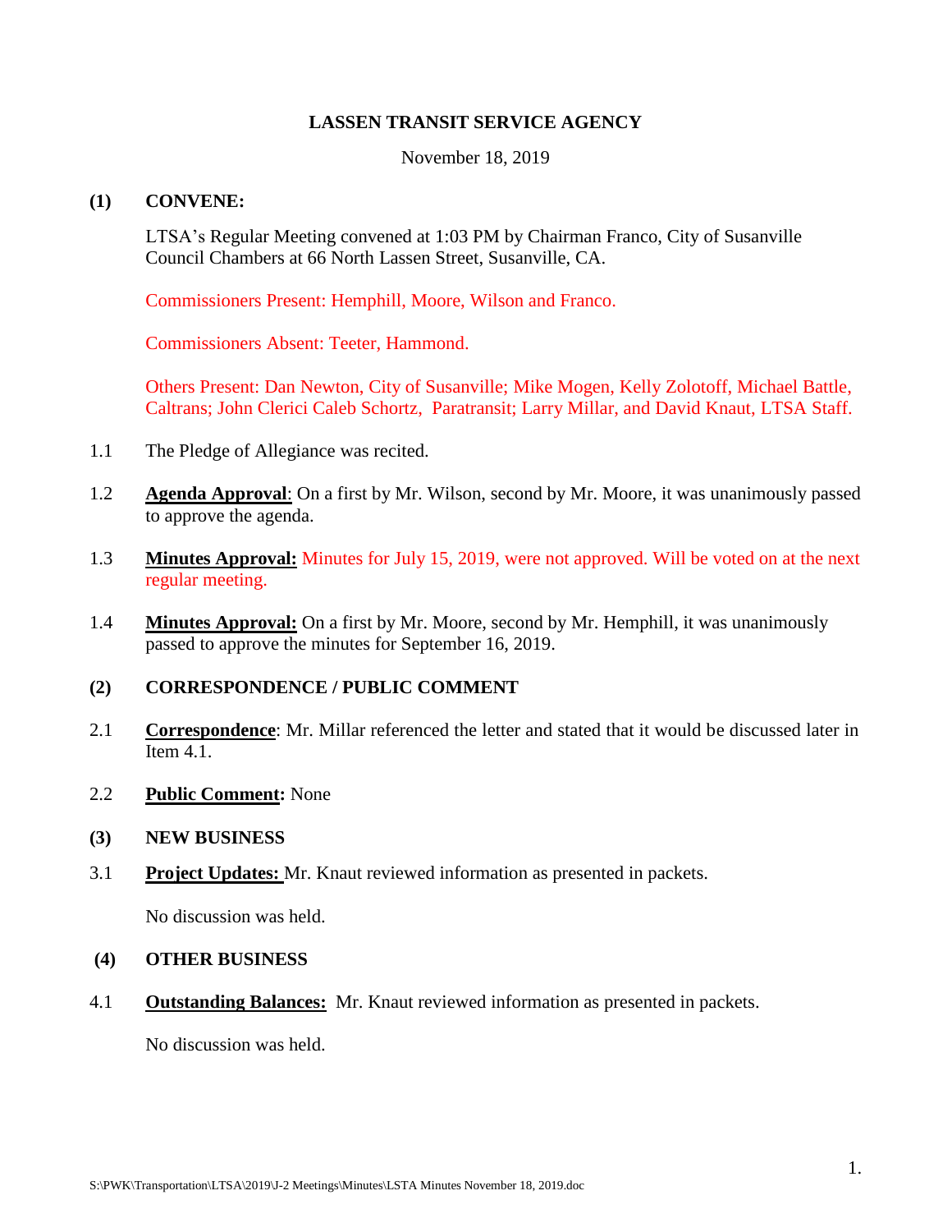# LASSEN TRANSIT SERVICE AGENCY

November 18, 2019

## (1) CONVENE:

LTSA's Regular Meeting convened at 1:03 PM by Chairman Franco, City of Susanville Council Chambers at 66 North Lassen Street, Susanville, CA.

Commissioners Present: Hemphill, Moore, Wilson and Franco.

Commissioners Absent: Teeter, Hammond.

Others Present: Dan Newton, City of Susanville; Mike Mogen, Kelly Zolotoff, Michael Battle, Caltrans; John Clerici Caleb Schortz, Paratransit; Larry Millar, and David Knaut, LTSA Staff.

1.1 The Pledge of Allegiance was recited.

1.2 **Agenda Approval**: On a first by Mr. Wilson, second by Mr. Moore, it was unanimously passed to approve the agenda.

1.3 **Minutes Approval:** Minutes for July 15, 2019, were not approved. Will be voted on at the next regular meeting.

1.4 **Minutes Approval:** On a first by Mr. Moore, second by Mr. Hemphill, it was unanimously passed to approve the minutes for September 16, 2019.

## (2) CORRESPONDENCE / PUBLIC COMMENT

2.1 **Correspondence**: Mr. Millar referenced the letter and stated that it would be discussed later in Item 4.1.

2.2 **Public Comment:** None

## (3) NEW BUSINESS

3.1 **Project Updates:** Mr. Knaut reviewed information as presented in packets.

No discussion was held.

## (4) OTHER BUSINESS

4.1 **Outstanding Balances:** Mr. Knaut reviewed information as presented in packets.

No discussion was held.

S:\PWK\Transportation\LTSA\2019\J-2 Meetings\Minutes\LSTA Minutes November 18, 2019.doc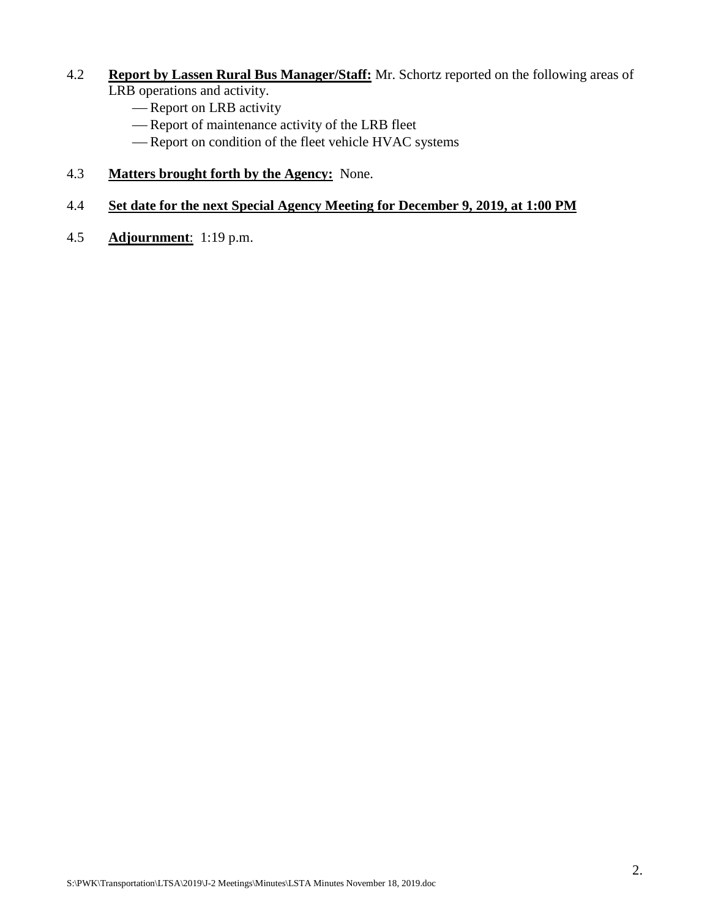4.2 **Report by Lassen Rural Bus Manager/Staff:** Mr. Schortz reported on the following areas of LRB operations and activity.

- Report on LRB activity
- Report of maintenance activity of the LRB fleet
- Report on condition of the fleet vehicle HVAC systems

4.3 **Matters brought forth by the Agency:** None.

4.4 **Set date for the next Special Agency Meeting for December 9, 2019, at 1:00 PM**

4.5 **Adjournment**: 1:19 p.m.

S:\PWK\Transportation\LTSA\2019\J-2 Meetings\Minutes\LSTA Minutes November 18, 2019.doc